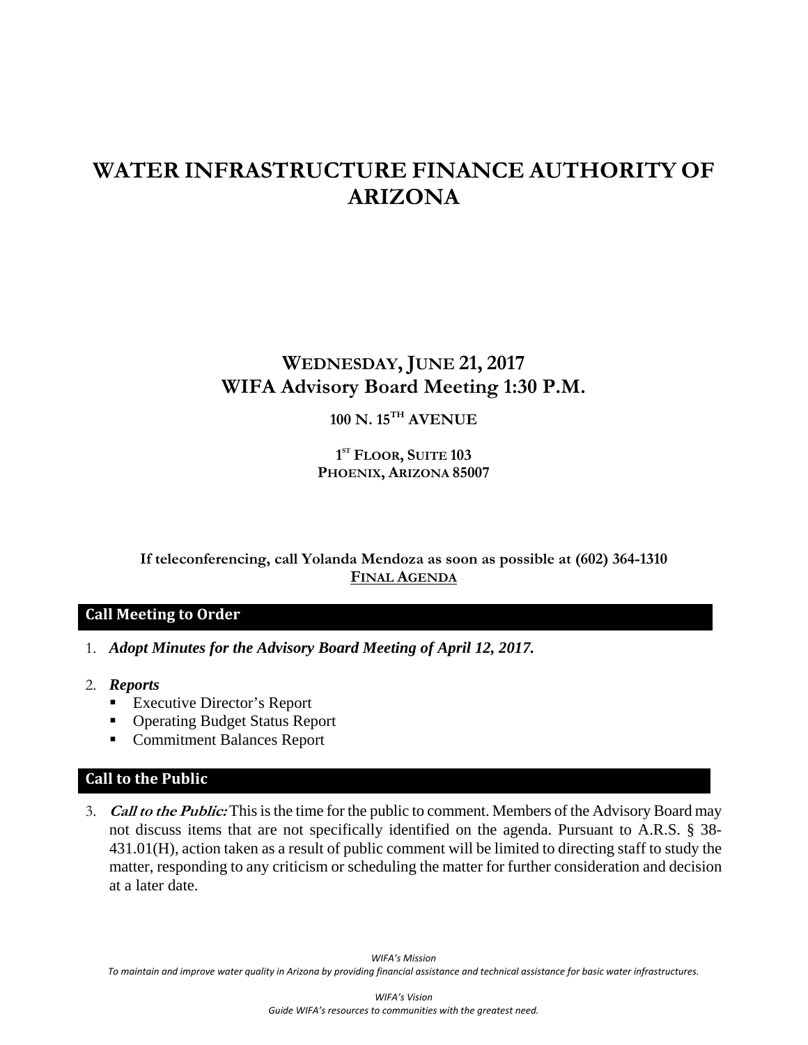# WATER INFRASTRUCTURE FINANCE AUTHORITY OF ARIZONA

## WEDNESDAY, JUNE 21, 2017
## WIFA Advisory Board Meeting 1:30 P.M.

**100 N. 15TH AVENUE**

**1ST FLOOR, SUITE 103**
**PHOENIX, ARIZONA 85007**

**If teleconferencing, call Yolanda Mendoza as soon as possible at (602) 364-1310**
**FINAL AGENDA**

### Call Meeting to Order

1. ***Adopt Minutes for the Advisory Board Meeting of April 12, 2017.***

2. ***Reports***
   - Executive Director's Report
   - Operating Budget Status Report
   - Commitment Balances Report

### Call to the Public

3. ***Call to the Public:*** This is the time for the public to comment. Members of the Advisory Board may not discuss items that are not specifically identified on the agenda. Pursuant to A.R.S. § 38-431.01(H), action taken as a result of public comment will be limited to directing staff to study the matter, responding to any criticism or scheduling the matter for further consideration and decision at a later date.

*WIFA's Mission*
*To maintain and improve water quality in Arizona by providing financial assistance and technical assistance for basic water infrastructures.*

*WIFA's Vision*
*Guide WIFA's resources to communities with the greatest need.*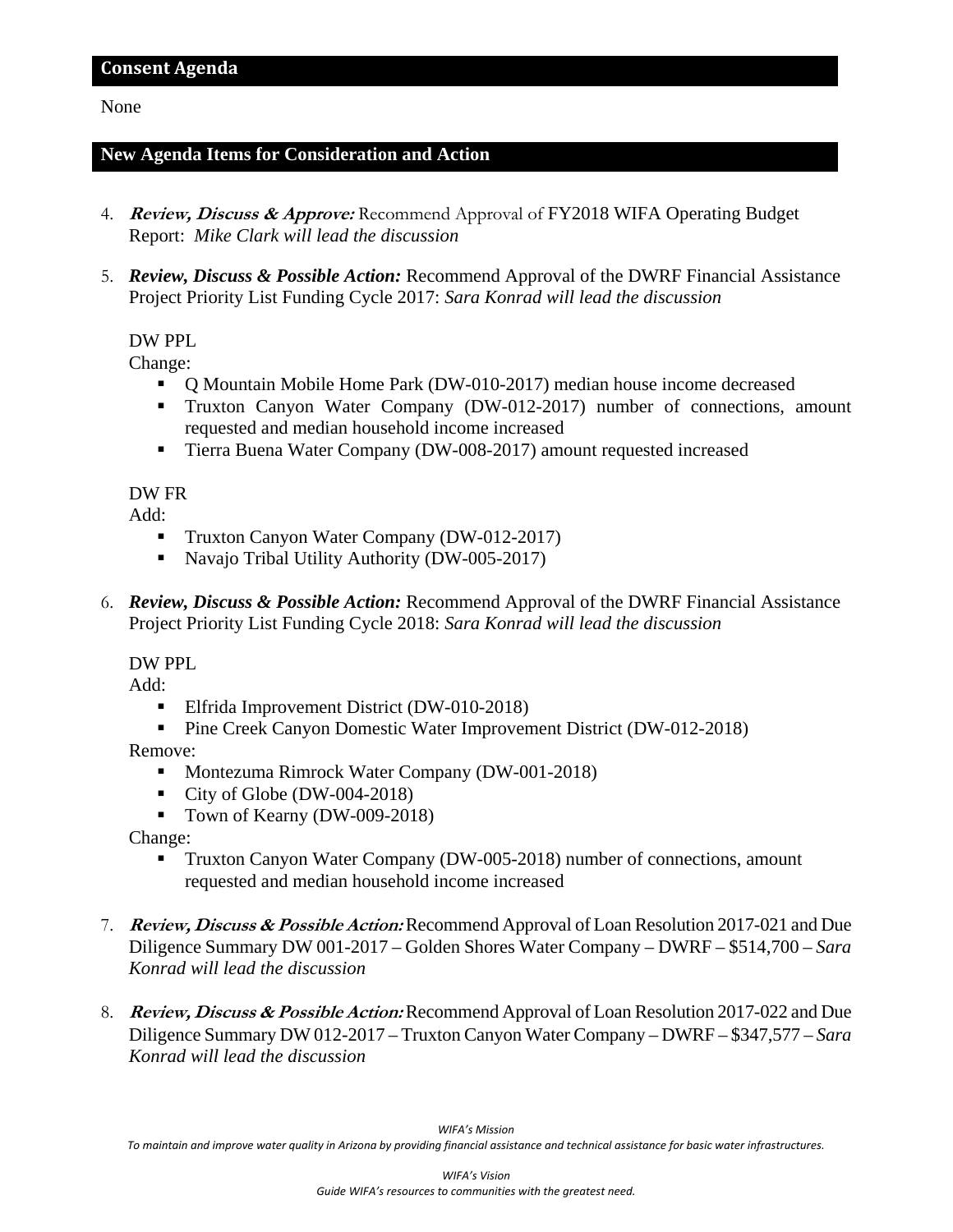## Consent Agenda

None

## New Agenda Items for Consideration and Action

4. ***Review, Discuss & Approve:*** Recommend Approval of FY2018 WIFA Operating Budget Report: *Mike Clark will lead the discussion*

5. ***Review, Discuss & Possible Action:*** Recommend Approval of the DWRF Financial Assistance Project Priority List Funding Cycle 2017: *Sara Konrad will lead the discussion*

   DW PPL
   Change:
   - Q Mountain Mobile Home Park (DW-010-2017) median house income decreased
   - Truxton Canyon Water Company (DW-012-2017) number of connections, amount requested and median household income increased
   - Tierra Buena Water Company (DW-008-2017) amount requested increased

   DW FR
   Add:
   - Truxton Canyon Water Company (DW-012-2017)
   - Navajo Tribal Utility Authority (DW-005-2017)

6. ***Review, Discuss & Possible Action:*** Recommend Approval of the DWRF Financial Assistance Project Priority List Funding Cycle 2018: *Sara Konrad will lead the discussion*

   DW PPL
   Add:
   - Elfrida Improvement District (DW-010-2018)
   - Pine Creek Canyon Domestic Water Improvement District (DW-012-2018)

   Remove:
   - Montezuma Rimrock Water Company (DW-001-2018)
   - City of Globe (DW-004-2018)
   - Town of Kearny (DW-009-2018)

   Change:
   - Truxton Canyon Water Company (DW-005-2018) number of connections, amount requested and median household income increased

7. ***Review, Discuss & Possible Action:*** Recommend Approval of Loan Resolution 2017-021 and Due Diligence Summary DW 001-2017 – Golden Shores Water Company – DWRF – $514,700 – *Sara Konrad will lead the discussion*

8. ***Review, Discuss & Possible Action:*** Recommend Approval of Loan Resolution 2017-022 and Due Diligence Summary DW 012-2017 – Truxton Canyon Water Company – DWRF – $347,577 – *Sara Konrad will lead the discussion*

*WIFA's Mission*
*To maintain and improve water quality in Arizona by providing financial assistance and technical assistance for basic water infrastructures.*

*WIFA's Vision*
*Guide WIFA's resources to communities with the greatest need.*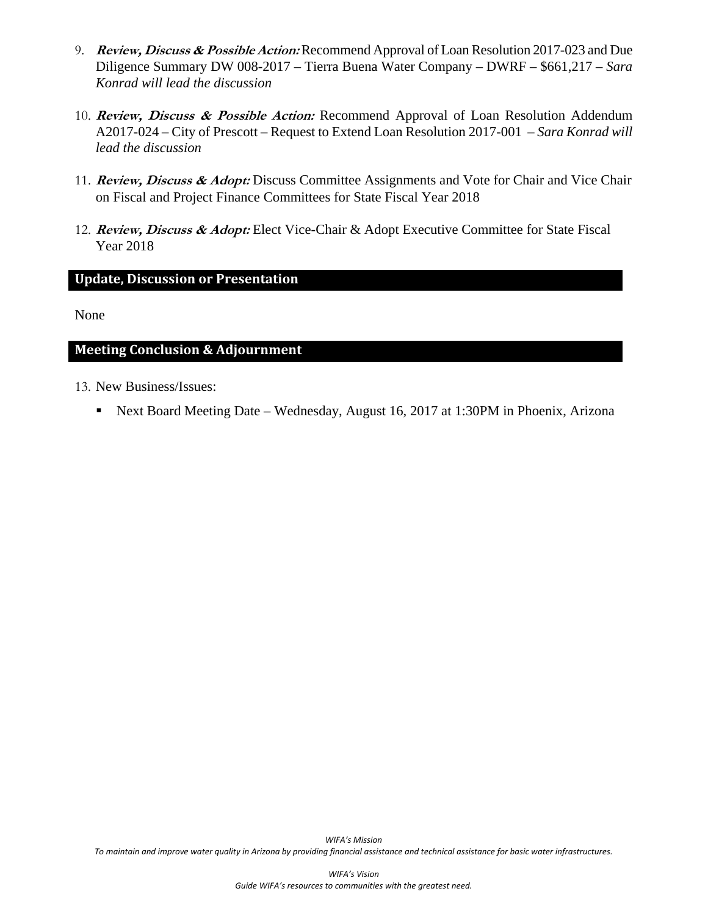9. ***Review, Discuss & Possible Action:*** Recommend Approval of Loan Resolution 2017-023 and Due Diligence Summary DW 008-2017 – Tierra Buena Water Company – DWRF – $661,217 – *Sara Konrad will lead the discussion*

10. ***Review, Discuss & Possible Action:*** Recommend Approval of Loan Resolution Addendum A2017-024 – City of Prescott – Request to Extend Loan Resolution 2017-001 – *Sara Konrad will lead the discussion*

11. ***Review, Discuss & Adopt:*** Discuss Committee Assignments and Vote for Chair and Vice Chair on Fiscal and Project Finance Committees for State Fiscal Year 2018

12. ***Review, Discuss & Adopt:*** Elect Vice-Chair & Adopt Executive Committee for State Fiscal Year 2018

## Update, Discussion or Presentation

None

## Meeting Conclusion & Adjournment

13. New Business/Issues:

    - Next Board Meeting Date – Wednesday, August 16, 2017 at 1:30PM in Phoenix, Arizona

*WIFA's Mission*
*To maintain and improve water quality in Arizona by providing financial assistance and technical assistance for basic water infrastructures.*

*WIFA's Vision*
*Guide WIFA's resources to communities with the greatest need.*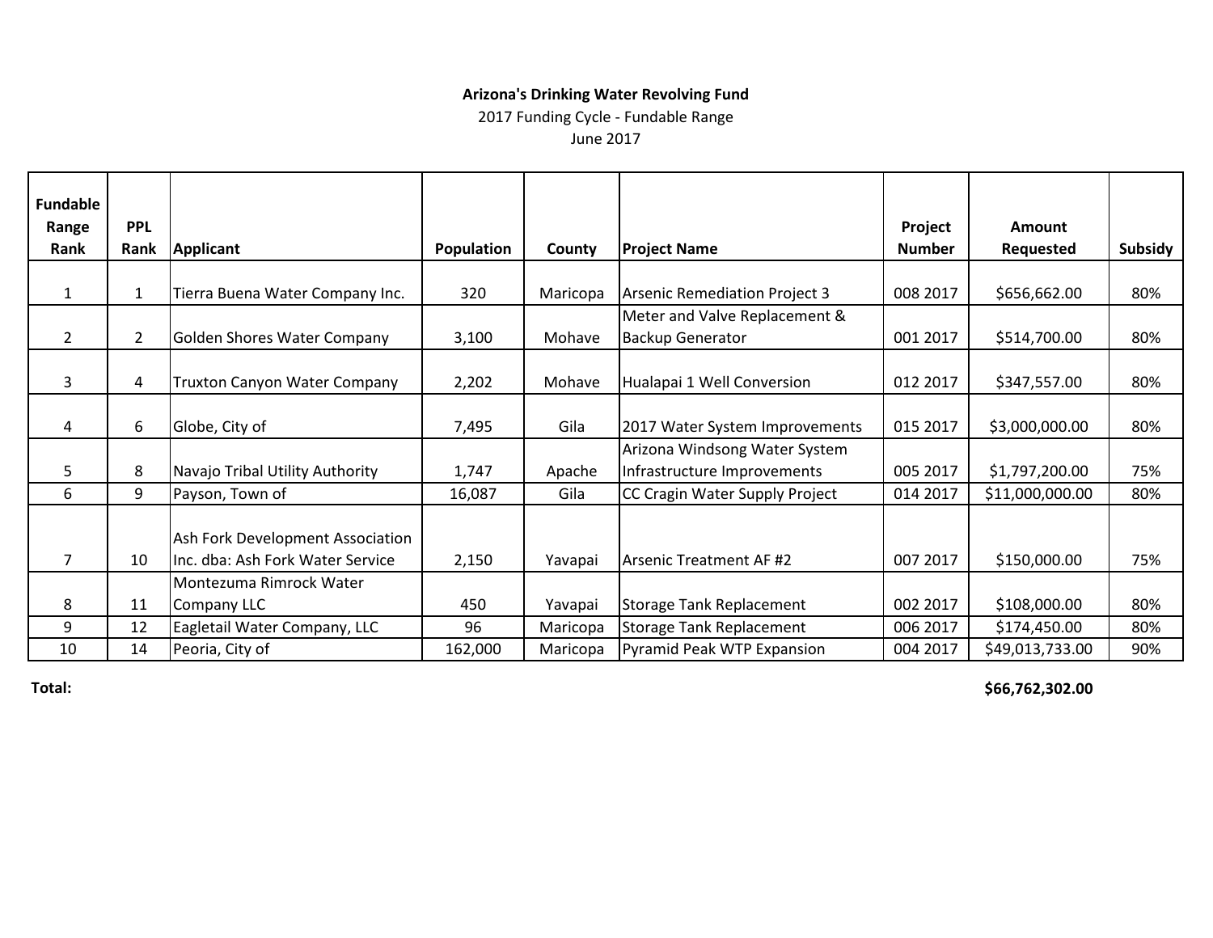**Arizona's Drinking Water Revolving Fund**

2017 Funding Cycle - Fundable Range

June 2017

| Fundable Range Rank | PPL Rank | Applicant | Population | County | Project Name | Project Number | Amount Requested | Subsidy |
|---|---|---|---|---|---|---|---|---|
| 1 | 1 | Tierra Buena Water Company Inc. | 320 | Maricopa | Arsenic Remediation Project 3 | 008 2017 | $656,662.00 | 80% |
| 2 | 2 | Golden Shores Water Company | 3,100 | Mohave | Meter and Valve Replacement & Backup Generator | 001 2017 | $514,700.00 | 80% |
| 3 | 4 | Truxton Canyon Water Company | 2,202 | Mohave | Hualapai 1 Well Conversion | 012 2017 | $347,557.00 | 80% |
| 4 | 6 | Globe, City of | 7,495 | Gila | 2017 Water System Improvements | 015 2017 | $3,000,000.00 | 80% |
| 5 | 8 | Navajo Tribal Utility Authority | 1,747 | Apache | Arizona Windsong Water System Infrastructure Improvements | 005 2017 | $1,797,200.00 | 75% |
| 6 | 9 | Payson, Town of | 16,087 | Gila | CC Cragin Water Supply Project | 014 2017 | $11,000,000.00 | 80% |
| 7 | 10 | Ash Fork Development Association Inc. dba: Ash Fork Water Service | 2,150 | Yavapai | Arsenic Treatment AF #2 | 007 2017 | $150,000.00 | 75% |
| 8 | 11 | Montezuma Rimrock Water Company LLC | 450 | Yavapai | Storage Tank Replacement | 002 2017 | $108,000.00 | 80% |
| 9 | 12 | Eagletail Water Company, LLC | 96 | Maricopa | Storage Tank Replacement | 006 2017 | $174,450.00 | 80% |
| 10 | 14 | Peoria, City of | 162,000 | Maricopa | Pyramid Peak WTP Expansion | 004 2017 | $49,013,733.00 | 90% |
| **Total:** | | | | | | | **$66,762,302.00** | |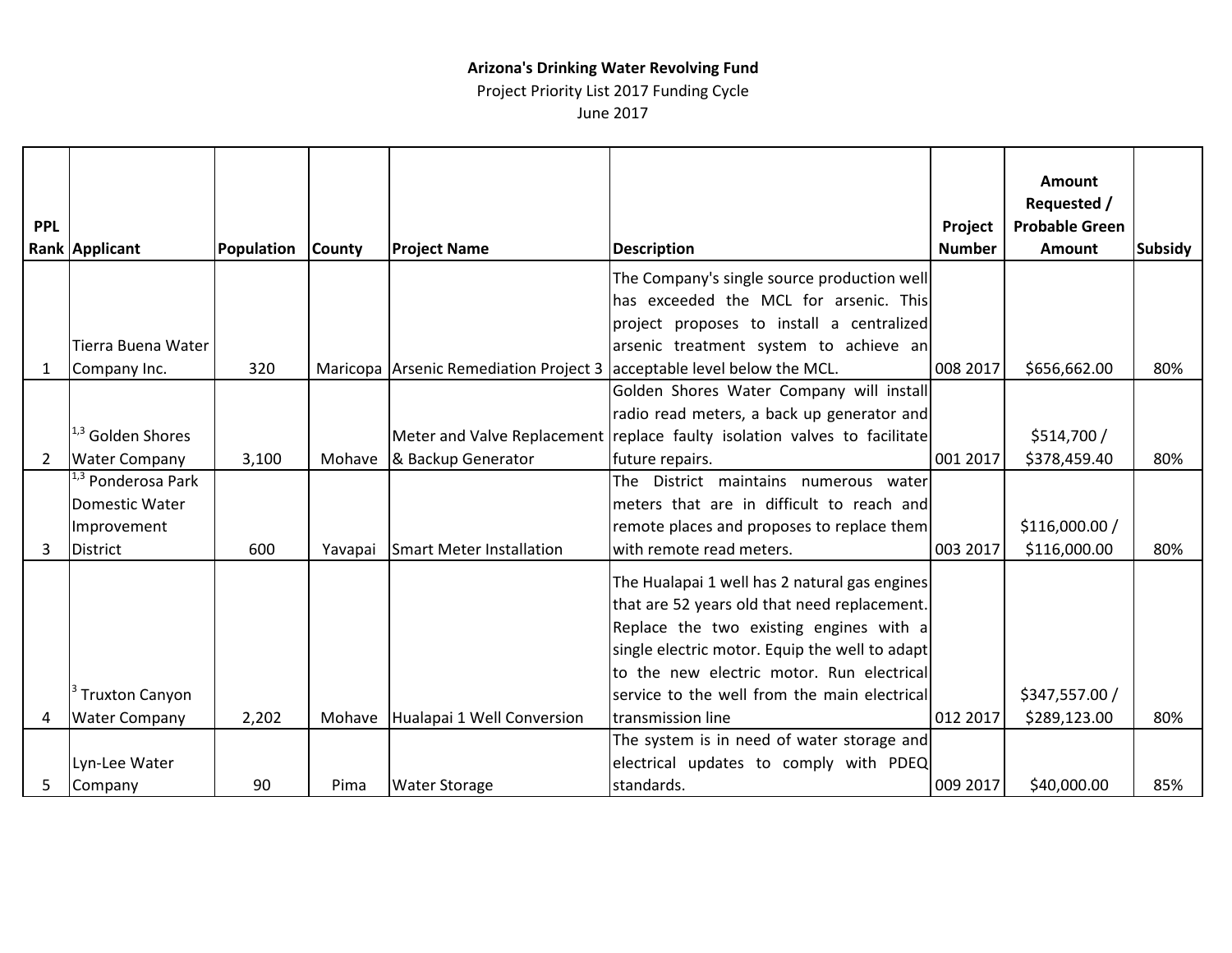**Arizona's Drinking Water Revolving Fund**

Project Priority List 2017 Funding Cycle

June 2017

| PPL Rank | Applicant | Population | County | Project Name | Description | Project Number | Amount Requested / Probable Green Amount | Subsidy |
|---|---|---|---|---|---|---|---|---|
| 1 | Tierra Buena Water Company Inc. | 320 | Maricopa | Arsenic Remediation Project 3 | The Company's single source production well has exceeded the MCL for arsenic. This project proposes to install a centralized arsenic treatment system to achieve an acceptable level below the MCL. | 008 2017 | $656,662.00 | 80% |
| 2 | [1,3] Golden Shores Water Company | 3,100 | Mohave | Meter and Valve Replacement & Backup Generator | Golden Shores Water Company will install radio read meters, a back up generator and replace faulty isolation valves to facilitate future repairs. | 001 2017 | $514,700 / $378,459.40 | 80% |
| 3 | [1,3] Ponderosa Park Domestic Water Improvement District | 600 | Yavapai | Smart Meter Installation | The District maintains numerous water meters that are in difficult to reach and remote places and proposes to replace them with remote read meters. | 003 2017 | $116,000.00 / $116,000.00 | 80% |
| 4 | [3] Truxton Canyon Water Company | 2,202 | Mohave | Hualapai 1 Well Conversion | The Hualapai 1 well has 2 natural gas engines that are 52 years old that need replacement. Replace the two existing engines with a single electric motor. Equip the well to adapt to the new electric motor. Run electrical service to the well from the main electrical transmission line | 012 2017 | $347,557.00 / $289,123.00 | 80% |
| 5 | Lyn-Lee Water Company | 90 | Pima | Water Storage | The system is in need of water storage and electrical updates to comply with PDEQ standards. | 009 2017 | $40,000.00 | 85% |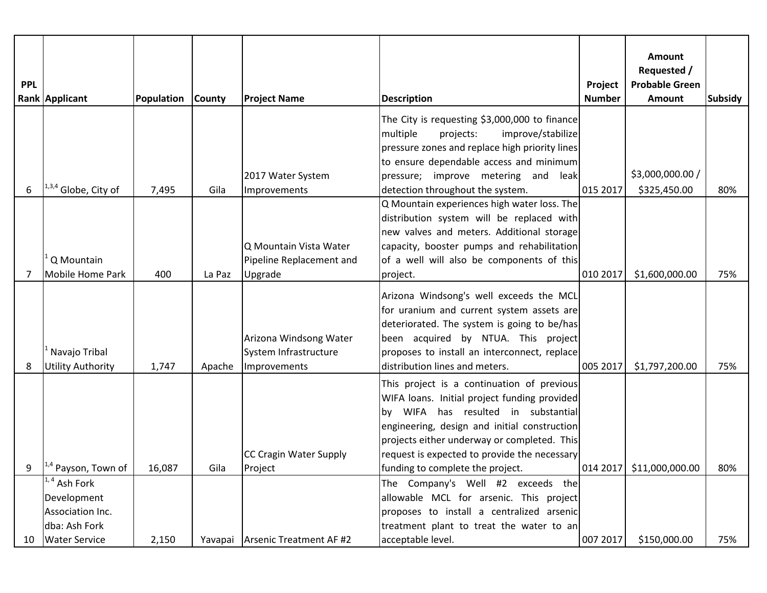| PPL Rank | Applicant | Population | County | Project Name | Description | Project Number | Amount Requested / Probable Green Amount | Subsidy |
|---|---|---|---|---|---|---|---|---|
| 6 | [1,3,4] Globe, City of | 7,495 | Gila | 2017 Water System Improvements | The City is requesting $3,000,000 to finance multiple projects: improve/stabilize pressure zones and replace high priority lines to ensure dependable access and minimum pressure; improve metering and leak detection throughout the system. | 015 2017 | $3,000,000.00 / $325,450.00 | 80% |
| 7 | [1] Q Mountain Mobile Home Park | 400 | La Paz | Q Mountain Vista Water Pipeline Replacement and Upgrade | Q Mountain experiences high water loss. The distribution system will be replaced with new valves and meters. Additional storage capacity, booster pumps and rehabilitation of a well will also be components of this project. | 010 2017 | $1,600,000.00 | 75% |
| 8 | [1] Navajo Tribal Utility Authority | 1,747 | Apache | Arizona Windsong Water System Infrastructure Improvements | Arizona Windsong's well exceeds the MCL for uranium and current system assets are deteriorated. The system is going to be/has been acquired by NTUA. This project proposes to install an interconnect, replace distribution lines and meters. | 005 2017 | $1,797,200.00 | 75% |
| 9 | [1,4] Payson, Town of | 16,087 | Gila | CC Cragin Water Supply Project | This project is a continuation of previous WIFA loans. Initial project funding provided by WIFA has resulted in substantial engineering, design and initial construction projects either underway or completed. This request is expected to provide the necessary funding to complete the project. | 014 2017 | $11,000,000.00 | 80% |
| 10 | [1, 4] Ash Fork Development Association Inc. dba: Ash Fork Water Service | 2,150 | Yavapai | Arsenic Treatment AF #2 | The Company's Well #2 exceeds the allowable MCL for arsenic. This project proposes to install a centralized arsenic treatment plant to treat the water to an acceptable level. | 007 2017 | $150,000.00 | 75% |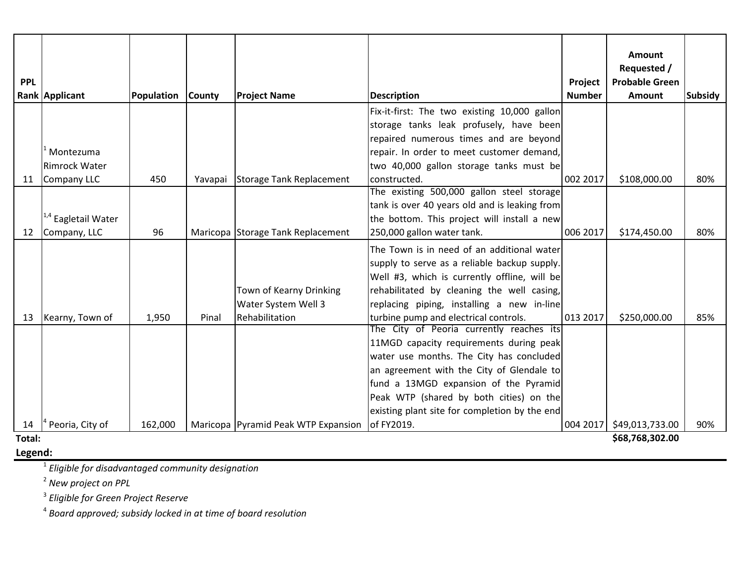| PPL Rank | Applicant | Population | County | Project Name | Description | Project Number | Amount Requested / Probable Green Amount | Subsidy |
|---|---|---|---|---|---|---|---|---|
| 11 | [1] Montezuma Rimrock Water Company LLC | 450 | Yavapai | Storage Tank Replacement | Fix-it-first: The two existing 10,000 gallon storage tanks leak profusely, have been repaired numerous times and are beyond repair. In order to meet customer demand, two 40,000 gallon storage tanks must be constructed. | 002 2017 | $108,000.00 | 80% |
| 12 | [1,4] Eagletail Water Company, LLC | 96 | Maricopa | Storage Tank Replacement | The existing 500,000 gallon steel storage tank is over 40 years old and is leaking from the bottom. This project will install a new 250,000 gallon water tank. | 006 2017 | $174,450.00 | 80% |
| 13 | Kearny, Town of | 1,950 | Pinal | Town of Kearny Drinking Water System Well 3 Rehabilitation | The Town is in need of an additional water supply to serve as a reliable backup supply. Well #3, which is currently offline, will be rehabilitated by cleaning the well casing, replacing piping, installing a new in-line turbine pump and electrical controls. | 013 2017 | $250,000.00 | 85% |
| 14 | [4] Peoria, City of | 162,000 | Maricopa | Pyramid Peak WTP Expansion | The City of Peoria currently reaches its 11MGD capacity requirements during peak water use months. The City has concluded an agreement with the City of Glendale to fund a 13MGD expansion of the Pyramid Peak WTP (shared by both cities) on the existing plant site for completion by the end of FY2019. | 004 2017 | $49,013,733.00 | 90% |
| **Total:** | | | | | | | **$68,768,302.00** | |

**Legend:**

[1] *Eligible for disadvantaged community designation*

[2] *New project on PPL*

[3] *Eligible for Green Project Reserve*

[4] *Board approved; subsidy locked in at time of board resolution*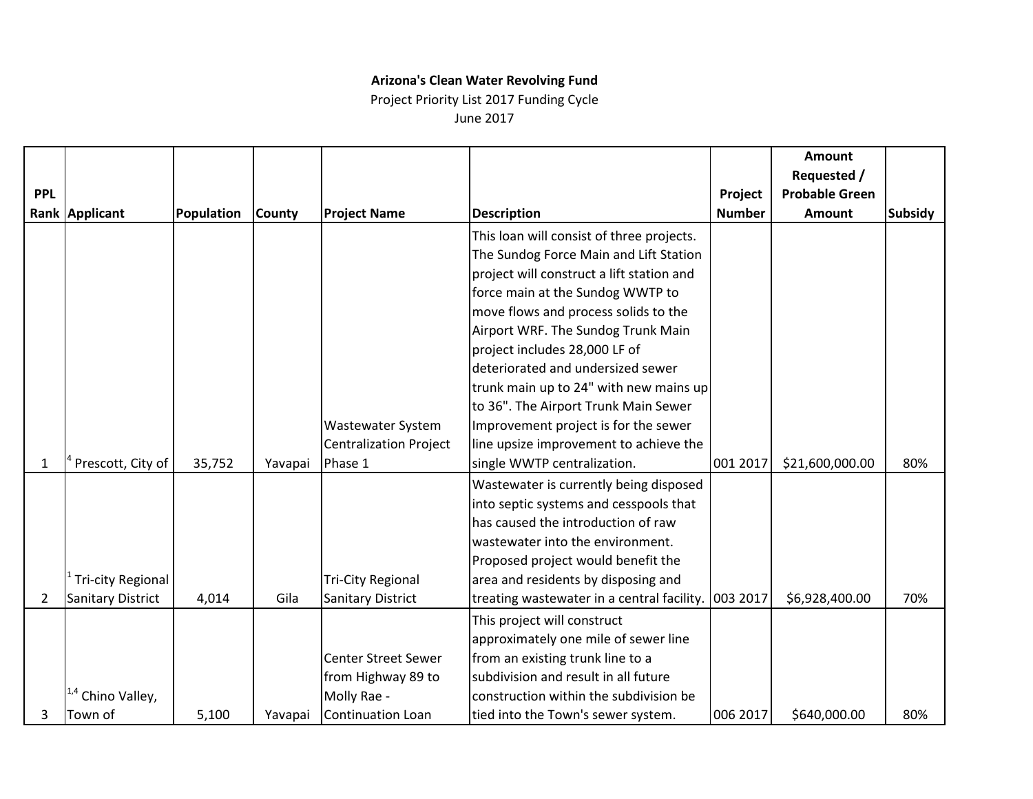**Arizona's Clean Water Revolving Fund**

Project Priority List 2017 Funding Cycle

June 2017

| PPL Rank | Applicant | Population | County | Project Name | Description | Project Number | Amount Requested / Probable Green Amount | Subsidy |
|---|---|---|---|---|---|---|---|---|
| 1 | [4] Prescott, City of | 35,752 | Yavapai | Wastewater System Centralization Project Phase 1 | This loan will consist of three projects. The Sundog Force Main and Lift Station project will construct a lift station and force main at the Sundog WWTP to move flows and process solids to the Airport WRF. The Sundog Trunk Main project includes 28,000 LF of deteriorated and undersized sewer trunk main up to 24" with new mains up to 36". The Airport Trunk Main Sewer Improvement project is for the sewer line upsize improvement to achieve the single WWTP centralization. | 001 2017 | $21,600,000.00 | 80% |
| 2 | [1] Tri-city Regional Sanitary District | 4,014 | Gila | Tri-City Regional Sanitary District | Wastewater is currently being disposed into septic systems and cesspools that has caused the introduction of raw wastewater into the environment. Proposed project would benefit the area and residents by disposing and treating wastewater in a central facility. | 003 2017 | $6,928,400.00 | 70% |
| 3 | [1,4] Chino Valley, Town of | 5,100 | Yavapai | Center Street Sewer from Highway 89 to Molly Rae - Continuation Loan | This project will construct approximately one mile of sewer line from an existing trunk line to a subdivision and result in all future construction within the subdivision be tied into the Town's sewer system. | 006 2017 | $640,000.00 | 80% |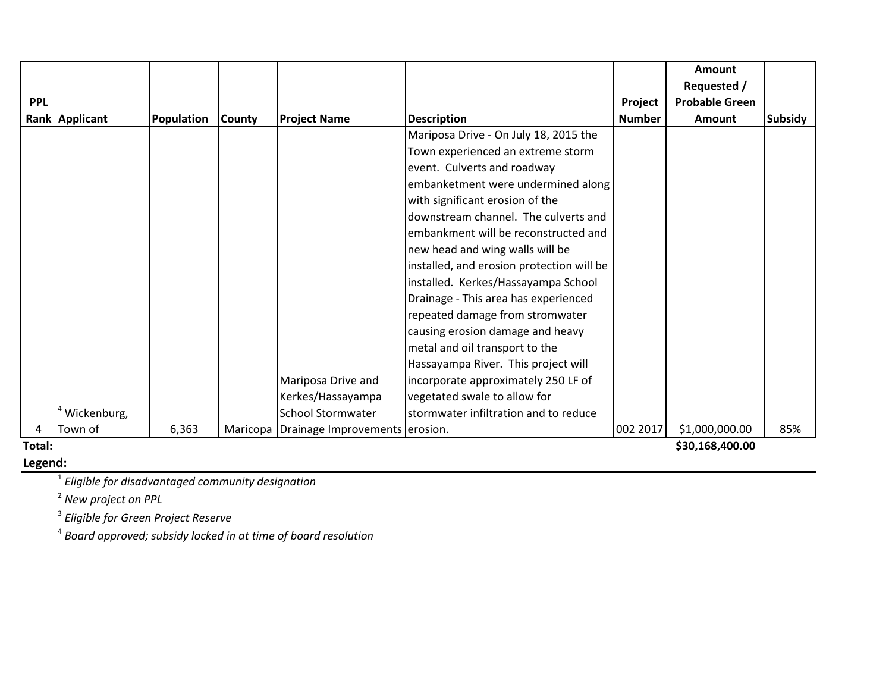| PPL Rank | Applicant | Population | County | Project Name | Description | Project Number | Amount Requested / Probable Green Amount | Subsidy |
|---|---|---|---|---|---|---|---|---|
| 4 | [4] Wickenburg, Town of | 6,363 | Maricopa | Mariposa Drive and Kerkes/Hassayampa School Stormwater Drainage Improvements | Mariposa Drive - On July 18, 2015 the Town experienced an extreme storm event. Culverts and roadway embanketment were undermined along with significant erosion of the downstream channel. The culverts and embankment will be reconstructed and new head and wing walls will be installed, and erosion protection will be installed. Kerkes/Hassayampa School Drainage - This area has experienced repeated damage from stomwater causing erosion damage and heavy metal and oil transport to the Hassayampa River. This project will incorporate approximately 250 LF of vegetated swale to allow for stormwater infiltration and to reduce erosion. | 002 2017 | $1,000,000.00 | 85% |
| **Total:** | | | | | | | **$30,168,400.00** | |

**Legend:**

[1] *Eligible for disadvantaged community designation*

[2] *New project on PPL*

[3] *Eligible for Green Project Reserve*

[4] *Board approved; subsidy locked in at time of board resolution*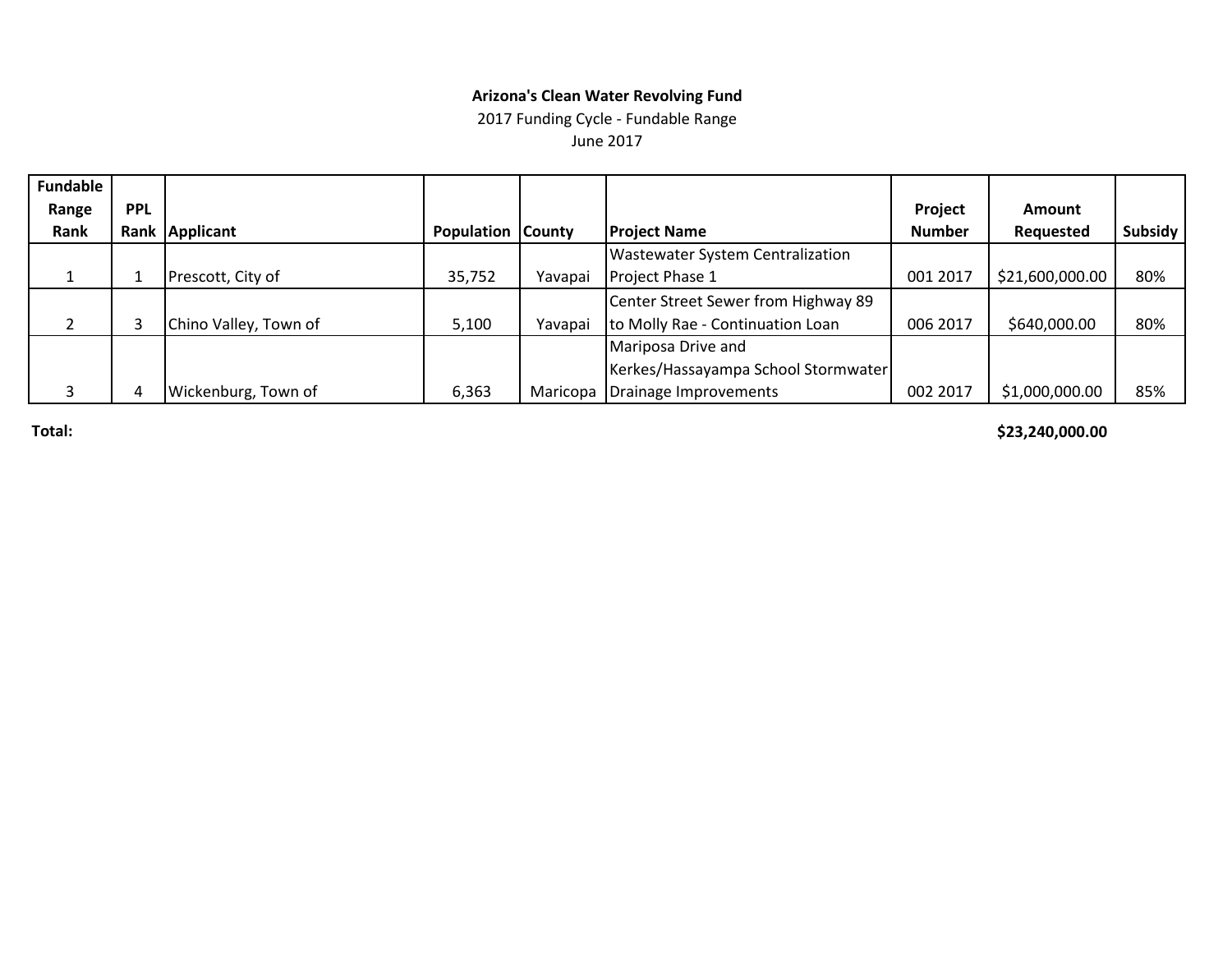**Arizona's Clean Water Revolving Fund**

2017 Funding Cycle - Fundable Range

June 2017

| Fundable Range Rank | PPL Rank | Applicant | Population | County | Project Name | Project Number | Amount Requested | Subsidy |
|---|---|---|---|---|---|---|---|---|
| 1 | 1 | Prescott, City of | 35,752 | Yavapai | Wastewater System Centralization Project Phase 1 | 001 2017 | $21,600,000.00 | 80% |
| 2 | 3 | Chino Valley, Town of | 5,100 | Yavapai | Center Street Sewer from Highway 89 to Molly Rae - Continuation Loan | 006 2017 | $640,000.00 | 80% |
| 3 | 4 | Wickenburg, Town of | 6,363 | Maricopa | Mariposa Drive and Kerkes/Hassayampa School Stormwater Drainage Improvements | 002 2017 | $1,000,000.00 | 85% |
| **Total:** | | | | | | | **$23,240,000.00** | |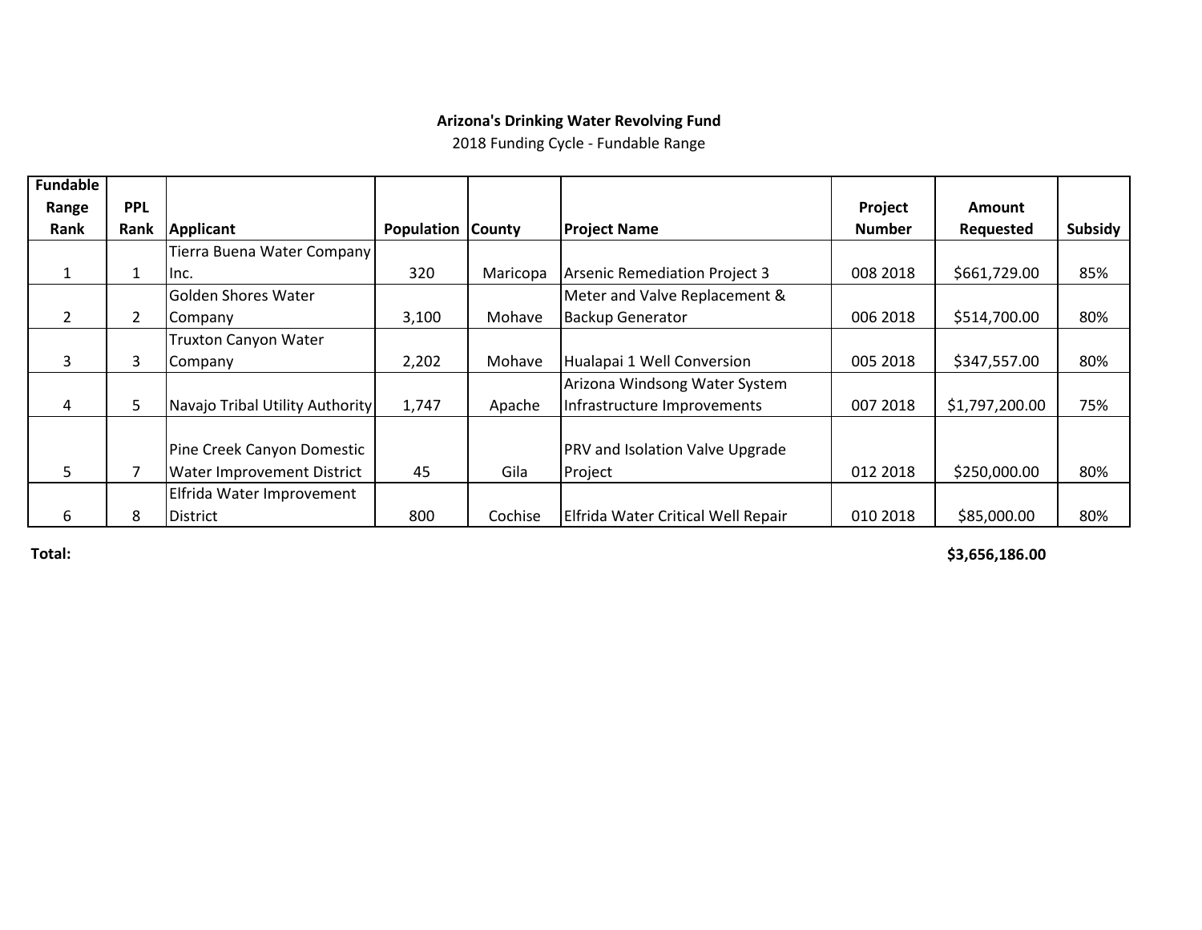**Arizona's Drinking Water Revolving Fund**

2018 Funding Cycle - Fundable Range

| Fundable Range Rank | PPL Rank | Applicant | Population | County | Project Name | Project Number | Amount Requested | Subsidy |
|---|---|---|---|---|---|---|---|---|
| 1 | 1 | Tierra Buena Water Company Inc. | 320 | Maricopa | Arsenic Remediation Project 3 | 008 2018 | $661,729.00 | 85% |
| 2 | 2 | Golden Shores Water Company | 3,100 | Mohave | Meter and Valve Replacement & Backup Generator | 006 2018 | $514,700.00 | 80% |
| 3 | 3 | Truxton Canyon Water Company | 2,202 | Mohave | Hualapai 1 Well Conversion | 005 2018 | $347,557.00 | 80% |
| 4 | 5 | Navajo Tribal Utility Authority | 1,747 | Apache | Arizona Windsong Water System Infrastructure Improvements | 007 2018 | $1,797,200.00 | 75% |
| 5 | 7 | Pine Creek Canyon Domestic Water Improvement District | 45 | Gila | PRV and Isolation Valve Upgrade Project | 012 2018 | $250,000.00 | 80% |
| 6 | 8 | Elfrida Water Improvement District | 800 | Cochise | Elfrida Water Critical Well Repair | 010 2018 | $85,000.00 | 80% |

**Total:** **$3,656,186.00**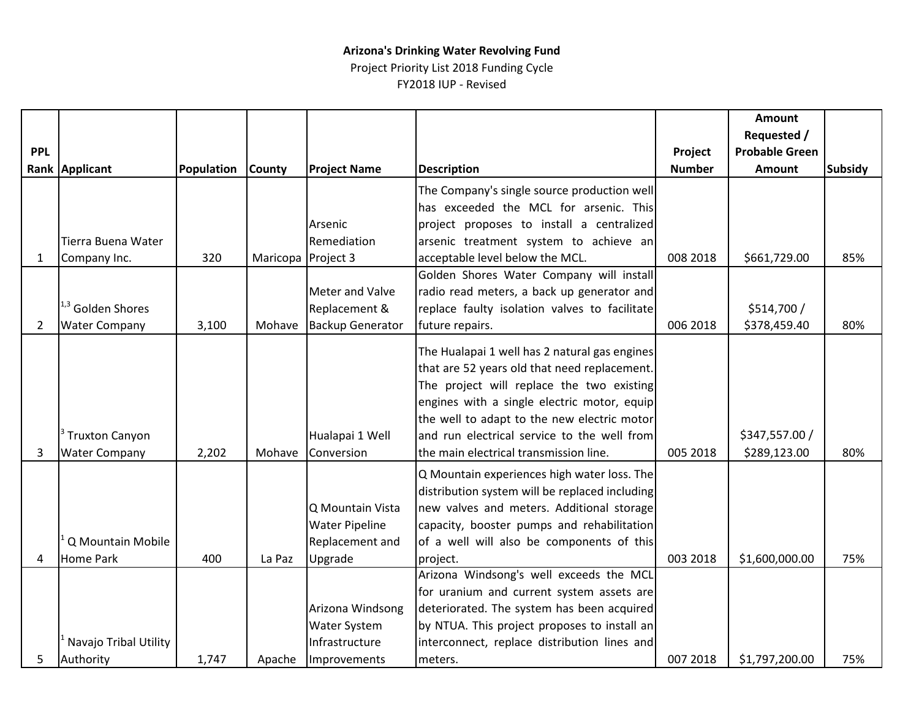**Arizona's Drinking Water Revolving Fund**

Project Priority List 2018 Funding Cycle

FY2018 IUP - Revised

| PPL Rank | Applicant | Population | County | Project Name | Description | Project Number | Amount Requested / Probable Green Amount | Subsidy |
|---|---|---|---|---|---|---|---|---|
| 1 | Tierra Buena Water Company Inc. | 320 | Maricopa | Arsenic Remediation Project 3 | The Company's single source production well has exceeded the MCL for arsenic. This project proposes to install a centralized arsenic treatment system to achieve an acceptable level below the MCL. | 008 2018 | $661,729.00 | 85% |
| 2 | [1,3] Golden Shores Water Company | 3,100 | Mohave | Meter and Valve Replacement & Backup Generator | Golden Shores Water Company will install radio read meters, a back up generator and replace faulty isolation valves to facilitate future repairs. | 006 2018 | $514,700 / $378,459.40 | 80% |
| 3 | [3] Truxton Canyon Water Company | 2,202 | Mohave | Hualapai 1 Well Conversion | The Hualapai 1 well has 2 natural gas engines that are 52 years old that need replacement. The project will replace the two existing engines with a single electric motor, equip the well to adapt to the new electric motor and run electrical service to the well from the main electrical transmission line. | 005 2018 | $347,557.00 / $289,123.00 | 80% |
| 4 | [1] Q Mountain Mobile Home Park | 400 | La Paz | Q Mountain Vista Water Pipeline Replacement and Upgrade | Q Mountain experiences high water loss. The distribution system will be replaced including new valves and meters. Additional storage capacity, booster pumps and rehabilitation of a well will also be components of this project. | 003 2018 | $1,600,000.00 | 75% |
| 5 | [1] Navajo Tribal Utility Authority | 1,747 | Apache | Arizona Windsong Water System Infrastructure Improvements | Arizona Windsong's well exceeds the MCL for uranium and current system assets are deteriorated. The system has been acquired by NTUA. This project proposes to install an interconnect, replace distribution lines and meters. | 007 2018 | $1,797,200.00 | 75% |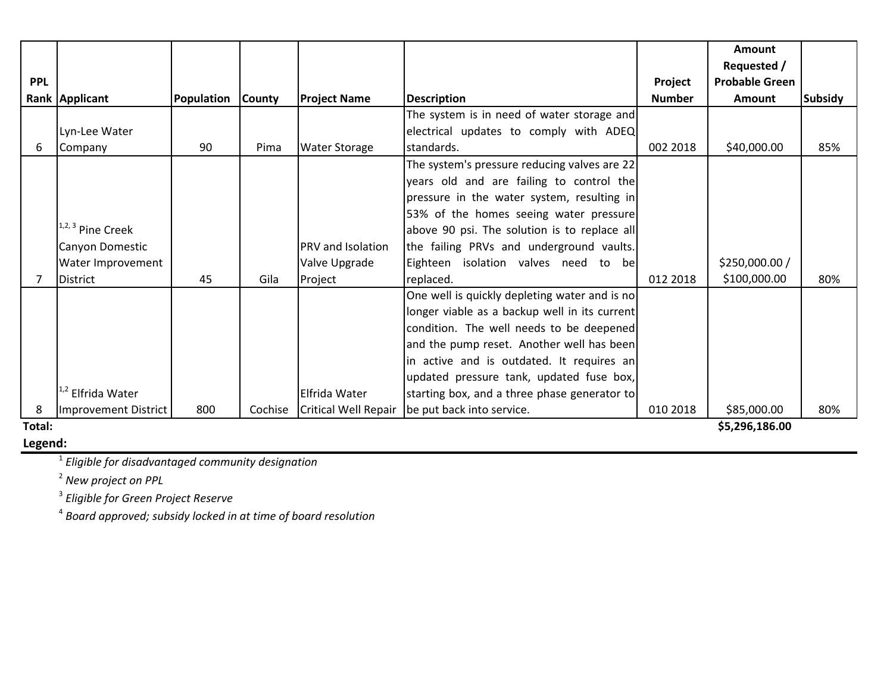| PPL Rank | Applicant | Population | County | Project Name | Description | Project Number | Amount Requested / Probable Green Amount | Subsidy |
|---|---|---|---|---|---|---|---|---|
| 6 | Lyn-Lee Water Company | 90 | Pima | Water Storage | The system is in need of water storage and electrical updates to comply with ADEQ standards. | 002 2018 | $40,000.00 | 85% |
| 7 | [1,2,3] Pine Creek Canyon Domestic Water Improvement District | 45 | Gila | PRV and Isolation Valve Upgrade Project | The system's pressure reducing valves are 22 years old and are failing to control the pressure in the water system, resulting in 53% of the homes seeing water pressure above 90 psi. The solution is to replace all the failing PRVs and underground vaults. Eighteen isolation valves need to be replaced. | 012 2018 | $250,000.00 / $100,000.00 | 80% |
| 8 | [1,2] Elfrida Water Improvement District | 800 | Cochise | Elfrida Water Critical Well Repair | One well is quickly depleting water and is no longer viable as a backup well in its current condition. The well needs to be deepened and the pump reset. Another well has been in active and is outdated. It requires an updated pressure tank, updated fuse box, starting box, and a three phase generator to be put back into service. | 010 2018 | $85,000.00 | 80% |
| **Total:** | | | | | | | **$5,296,186.00** | |

**Legend:**

[1] *Eligible for disadvantaged community designation*

[2] *New project on PPL*

[3] *Eligible for Green Project Reserve*

[4] *Board approved; subsidy locked in at time of board resolution*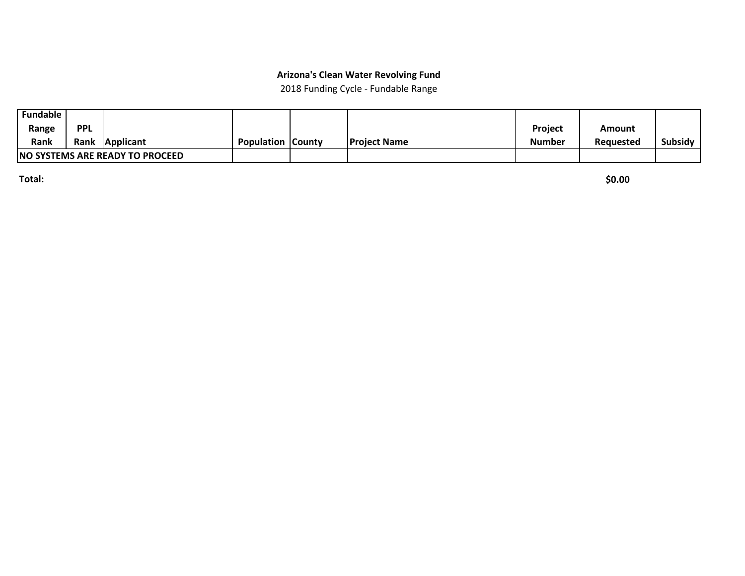**Arizona's Clean Water Revolving Fund**

2018 Funding Cycle - Fundable Range

| Fundable Range Rank | PPL Rank | Applicant | Population | County | Project Name | Project Number | Amount Requested | Subsidy |
|---|---|---|---|---|---|---|---|---|
| **NO SYSTEMS ARE READY TO PROCEED** | | | | | | | | |

**Total:** **$0.00**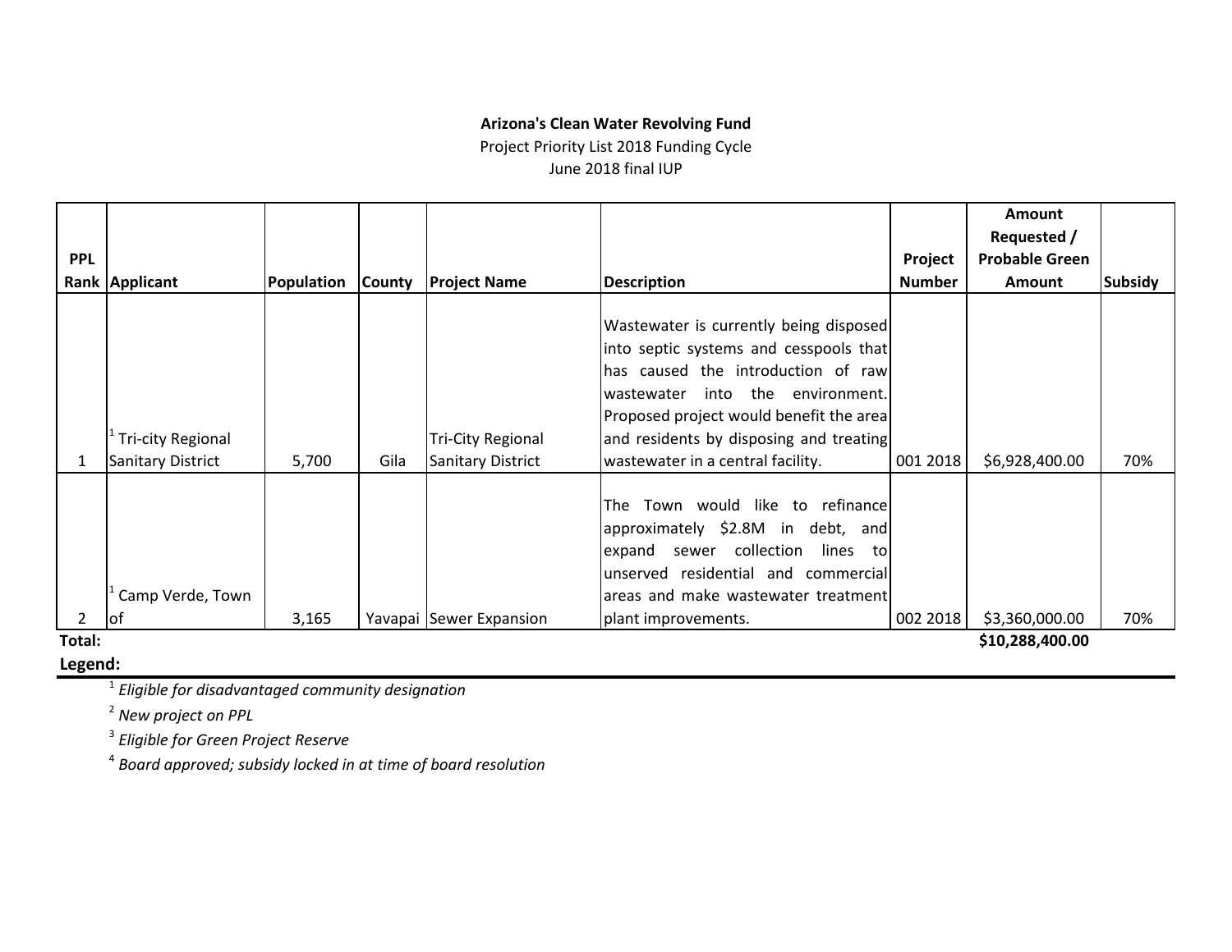**Arizona's Clean Water Revolving Fund**

Project Priority List 2018 Funding Cycle

June 2018 final IUP

| PPL Rank | Applicant | Population | County | Project Name | Description | Project Number | Amount Requested / Probable Green Amount | Subsidy |
|---|---|---|---|---|---|---|---|---|
| 1 | [1] Tri-city Regional Sanitary District | 5,700 | Gila | Tri-City Regional Sanitary District | Wastewater is currently being disposed into septic systems and cesspools that has caused the introduction of raw wastewater into the environment. Proposed project would benefit the area and residents by disposing and treating wastewater in a central facility. | 001 2018 | $6,928,400.00 | 70% |
| 2 | [1] Camp Verde, Town of | 3,165 | Yavapai | Sewer Expansion | The Town would like to refinance approximately $2.8M in debt, and expand sewer collection lines to unserved residential and commercial areas and make wastewater treatment plant improvements. | 002 2018 | $3,360,000.00 | 70% |
| **Total:** | | | | | | | **$10,288,400.00** | |

**Legend:**

[1] *Eligible for disadvantaged community designation*

[2] *New project on PPL*

[3] *Eligible for Green Project Reserve*

[4] *Board approved; subsidy locked in at time of board resolution*